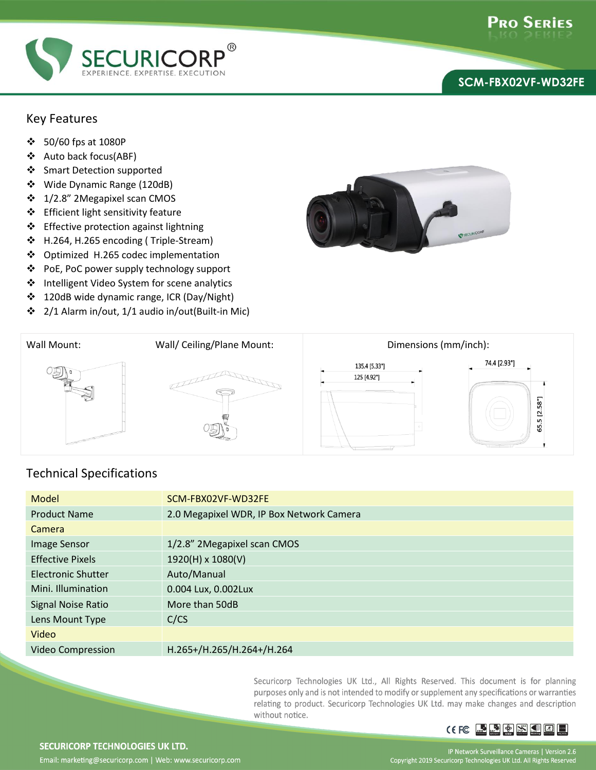# SECURICORP

EXPERIENCE. EXPERTISE. EXECUTION

**PRO SERIES**

**SCM-FBX02VF-WD32FE**

## Key Features

- 50/60 fps at 1080P
- Auto back focus(ABF)
- Smart Detection supported
- Wide Dynamic Range (120dB)
- 1/2.8" 2Megapixel scan CMOS
- Efficient light sensitivity feature
- Effective protection against lightning
- H.264, H.265 encoding ( Triple-Stream)
- Optimized H.265 codec implementation
- PoE, PoC power supply technology support
- Intelligent Video System for scene analytics
- 120dB wide dynamic range, ICR (Day/Night)
- 2/1 Alarm in/out, 1/1 audio in/out(Built-in Mic)

Wall Mount:

Wall/ Ceiling/Plane Mount:

Dimensions (mm/inch):

135.4 [5.33"]
125 [4.92"]
74.4 [2.93"]
65.5 [2.58"]

## Technical Specifications

| Model | SCM-FBX02VF-WD32FE |
|---|---|
| Product Name | 2.0 Megapixel WDR, IP Box Network Camera |
| Camera | |
| Image Sensor | 1/2.8" 2Megapixel scan CMOS |
| Effective Pixels | 1920(H) x 1080(V) |
| Electronic Shutter | Auto/Manual |
| Mini. Illumination | 0.004 Lux, 0.002Lux |
| Signal Noise Ratio | More than 50dB |
| Lens Mount Type | C/CS |
| Video | |
| Video Compression | H.265+/H.265/H.264+/H.264 |

Securicorp Technologies UK Ltd., All Rights Reserved. This document is for planning purposes only and is not intended to modify or supplement any specifications or warranties relating to product. Securicorp Technologies UK Ltd. may make changes and description without notice.

**SECURICORP TECHNOLOGIES UK LTD.**

Email: marketing@securicorp.com | Web: www.securicorp.com

IP Network Surveillance Cameras | Version 2.6

Copyright 2019 Securicorp Technologies UK Ltd. All Rights Reserved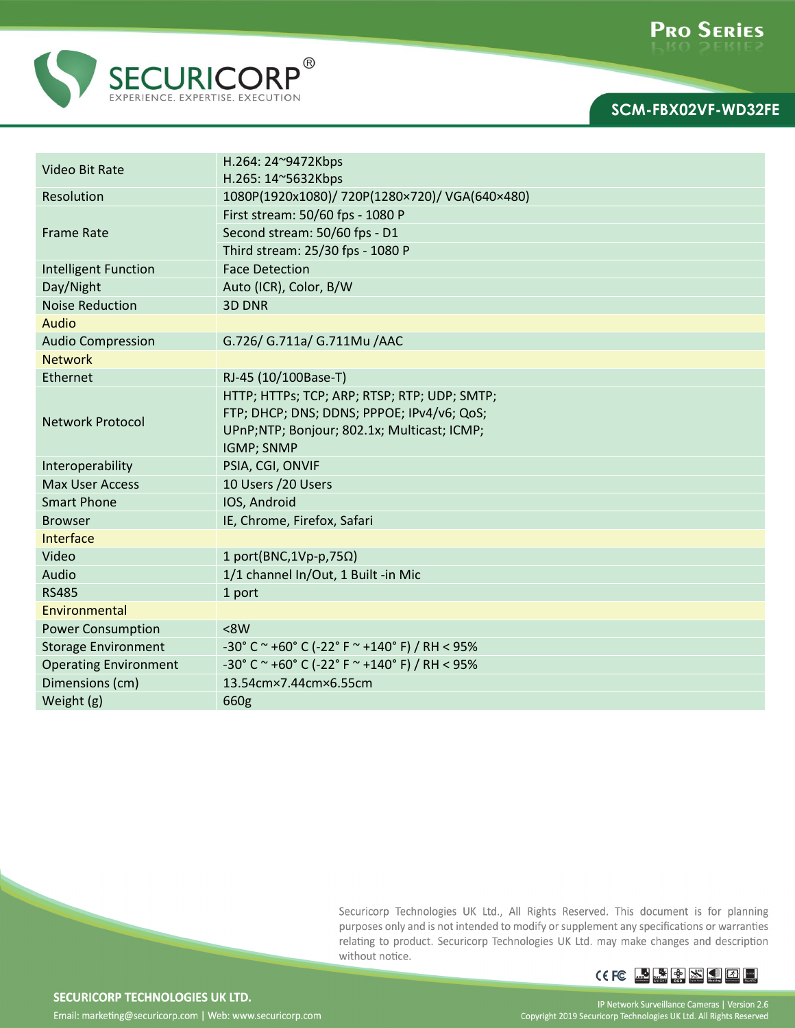| | |
|---|---|
| Video Bit Rate | H.264: 24~9472Kbps<br>H.265: 14~5632Kbps |
| Resolution | 1080P(1920x1080)/ 720P(1280×720)/ VGA(640×480) |
| Frame Rate | First stream: 50/60 fps - 1080 P<br>Second stream: 50/60 fps - D1<br>Third stream: 25/30 fps - 1080 P |
| Intelligent Function | Face Detection |
| Day/Night | Auto (ICR), Color, B/W |
| Noise Reduction | 3D DNR |
| **Audio** | |
| Audio Compression | G.726/ G.711a/ G.711Mu /AAC |
| **Network** | |
| Ethernet | RJ-45 (10/100Base-T) |
| Network Protocol | HTTP; HTTPs; TCP; ARP; RTSP; RTP; UDP; SMTP; FTP; DHCP; DNS; DDNS; PPPOE; IPv4/v6; QoS; UPnP;NTP; Bonjour; 802.1x; Multicast; ICMP; IGMP; SNMP |
| Interoperability | PSIA, CGI, ONVIF |
| Max User Access | 10 Users /20 Users |
| Smart Phone | IOS, Android |
| Browser | IE, Chrome, Firefox, Safari |
| **Interface** | |
| Video | 1 port(BNC,1Vp-p,75Ω) |
| Audio | 1/1 channel In/Out, 1 Built -in Mic |
| RS485 | 1 port |
| **Environmental** | |
| Power Consumption | <8W |
| Storage Environment | -30° C ~ +60° C (-22° F ~ +140° F) / RH < 95% |
| Operating Environment | -30° C ~ +60° C (-22° F ~ +140° F) / RH < 95% |
| Dimensions (cm) | 13.54cm×7.44cm×6.55cm |
| Weight (g) | 660g |

Securicorp Technologies UK Ltd., All Rights Reserved. This document is for planning purposes only and is not intended to modify or supplement any specifications or warranties relating to product. Securicorp Technologies UK Ltd. may make changes and description without notice.